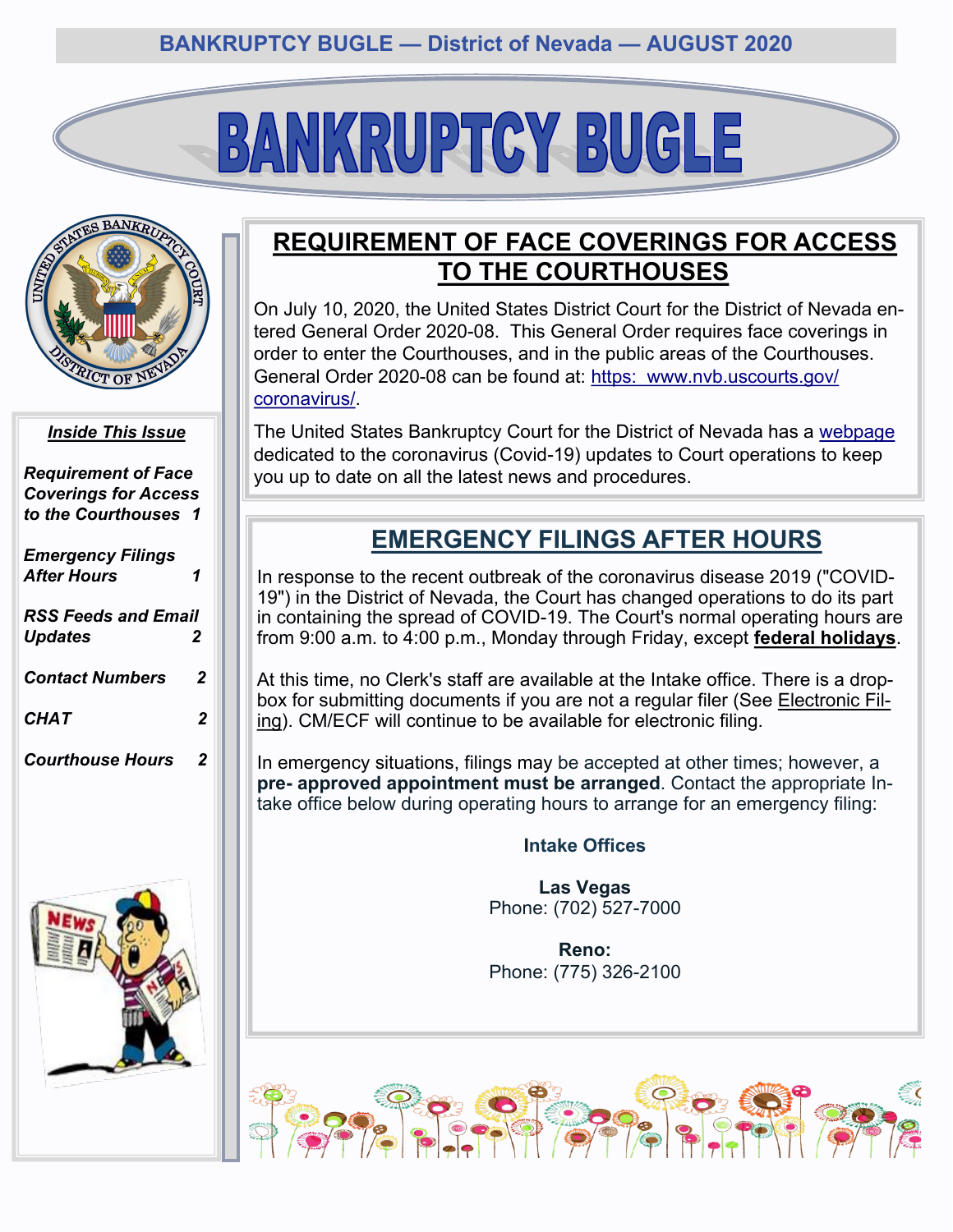# BANKRUPTCY BUGLE

***Inside This Issue***

*Requirement of Face Coverings for Access to the Courthouses* 1

*Emergency Filings After Hours* 1

*RSS Feeds and Email Updates* 2

*Contact Numbers* 2

*CHAT* 2

*Courthouse Hours* 2

## REQUIREMENT OF FACE COVERINGS FOR ACCESS TO THE COURTHOUSES

On July 10, 2020, the United States District Court for the District of Nevada entered General Order 2020-08. This General Order requires face coverings in order to enter the Courthouses, and in the public areas of the Courthouses. General Order 2020-08 can be found at: https: www.nvb.uscourts.gov/coronavirus/.

The United States Bankruptcy Court for the District of Nevada has a webpage dedicated to the coronavirus (Covid-19) updates to Court operations to keep you up to date on all the latest news and procedures.

## EMERGENCY FILINGS AFTER HOURS

In response to the recent outbreak of the coronavirus disease 2019 ("COVID-19") in the District of Nevada, the Court has changed operations to do its part in containing the spread of COVID-19. The Court's normal operating hours are from 9:00 a.m. to 4:00 p.m., Monday through Friday, except **federal holidays**.

At this time, no Clerk's staff are available at the Intake office. There is a drop-box for submitting documents if you are not a regular filer (See Electronic Filing). CM/ECF will continue to be available for electronic filing.

In emergency situations, filings may be accepted at other times; however, a **pre- approved appointment must be arranged**. Contact the appropriate Intake office below during operating hours to arrange for an emergency filing:

**Intake Offices**

**Las Vegas**
Phone: (702) 527-7000

**Reno:**
Phone: (775) 326-2100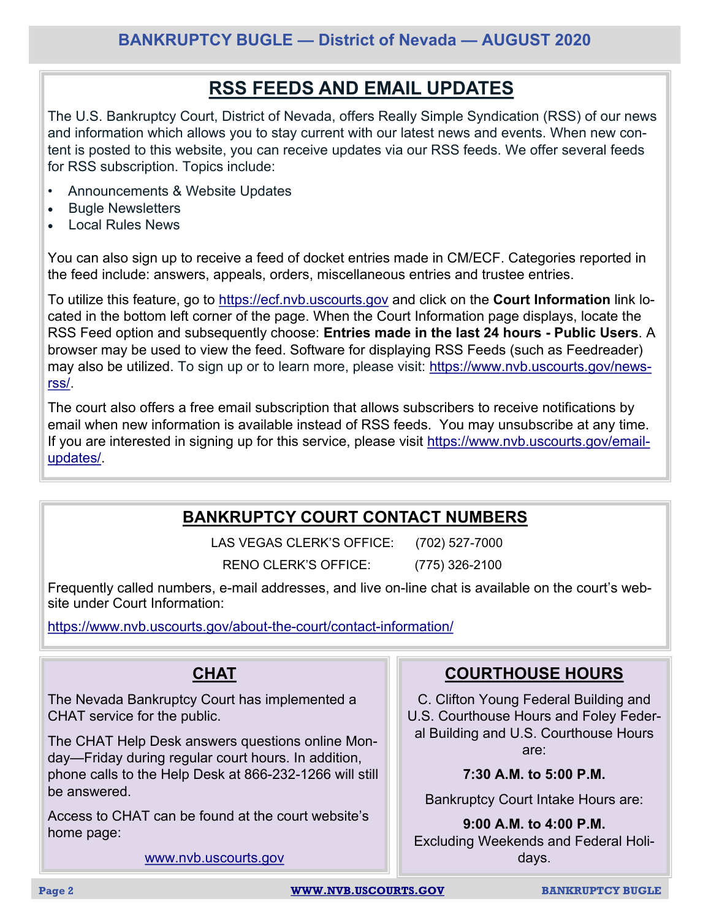## RSS FEEDS AND EMAIL UPDATES

The U.S. Bankruptcy Court, District of Nevada, offers Really Simple Syndication (RSS) of our news and information which allows you to stay current with our latest news and events. When new content is posted to this website, you can receive updates via our RSS feeds. We offer several feeds for RSS subscription. Topics include:

- Announcements & Website Updates
- Bugle Newsletters
- Local Rules News

You can also sign up to receive a feed of docket entries made in CM/ECF. Categories reported in the feed include: answers, appeals, orders, miscellaneous entries and trustee entries.

To utilize this feature, go to https://ecf.nvb.uscourts.gov and click on the **Court Information** link located in the bottom left corner of the page. When the Court Information page displays, locate the RSS Feed option and subsequently choose: **Entries made in the last 24 hours - Public Users**. A browser may be used to view the feed. Software for displaying RSS Feeds (such as Feedreader) may also be utilized. To sign up or to learn more, please visit: https://www.nvb.uscourts.gov/news-rss/.

The court also offers a free email subscription that allows subscribers to receive notifications by email when new information is available instead of RSS feeds. You may unsubscribe at any time. If you are interested in signing up for this service, please visit https://www.nvb.uscourts.gov/email-updates/.

## BANKRUPTCY COURT CONTACT NUMBERS

LAS VEGAS CLERK'S OFFICE: (702) 527-7000

RENO CLERK'S OFFICE: (775) 326-2100

Frequently called numbers, e-mail addresses, and live on-line chat is available on the court's website under Court Information:

https://www.nvb.uscourts.gov/about-the-court/contact-information/

## CHAT

The Nevada Bankruptcy Court has implemented a CHAT service for the public.

The CHAT Help Desk answers questions online Monday—Friday during regular court hours. In addition, phone calls to the Help Desk at 866-232-1266 will still be answered.

Access to CHAT can be found at the court website's home page:

www.nvb.uscourts.gov

## COURTHOUSE HOURS

C. Clifton Young Federal Building and U.S. Courthouse Hours and Foley Federal Building and U.S. Courthouse Hours are:

**7:30 A.M. to 5:00 P.M.**

Bankruptcy Court Intake Hours are:

**9:00 A.M. to 4:00 P.M.**
Excluding Weekends and Federal Holidays.